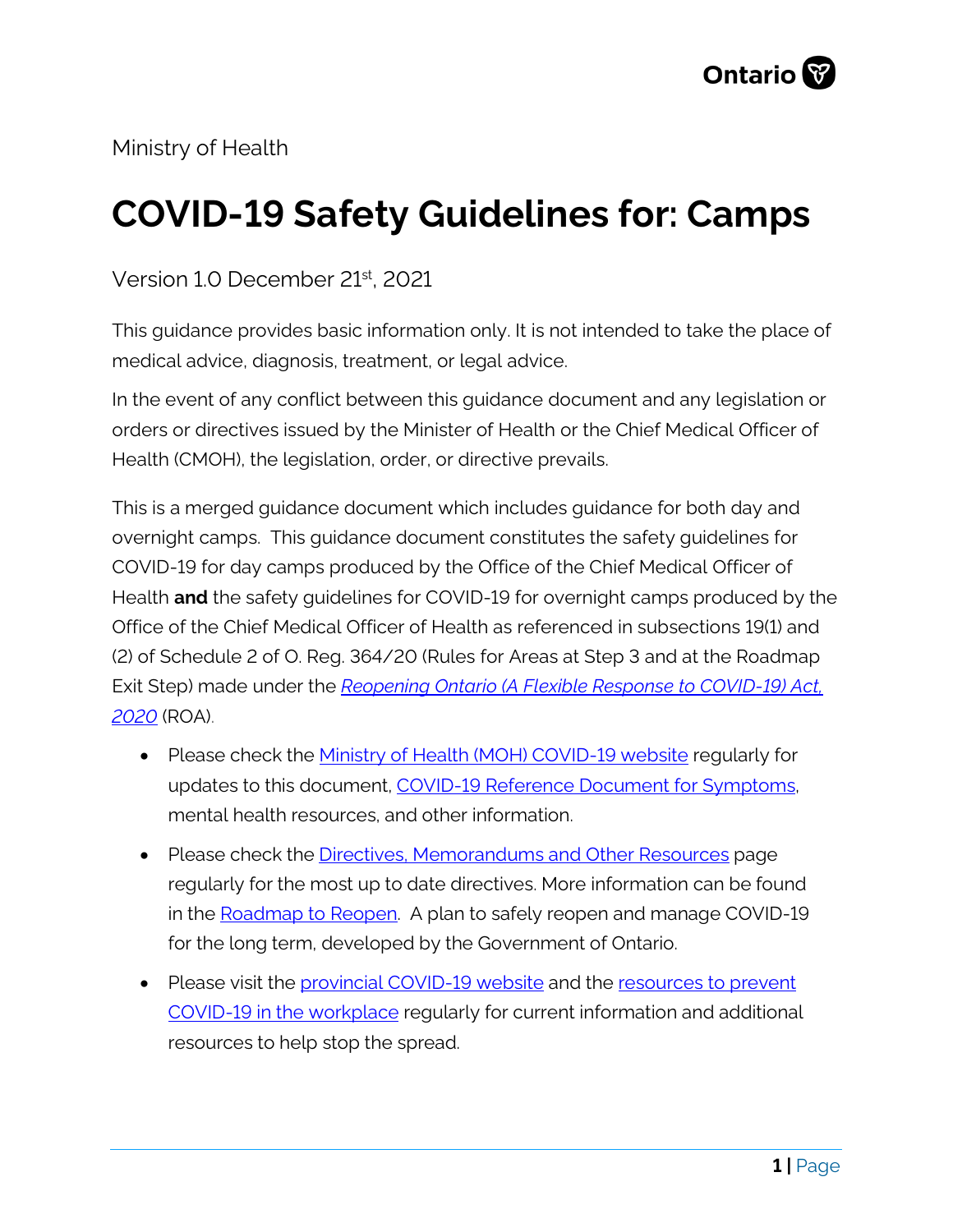Ministry of Health

# COVID-19 Safety Guidelines for: Camps

Version 1.0 December 21st, 2021

This guidance provides basic information only. It is not intended to take the place of medical advice, diagnosis, treatment, or legal advice.

In the event of any conflict between this guidance document and any legislation or orders or directives issued by the Minister of Health or the Chief Medical Officer of Health (CMOH), the legislation, order, or directive prevails.

This is a merged guidance document which includes guidance for both day and overnight camps. This guidance document constitutes the safety guidelines for COVID-19 for day camps produced by the Office of the Chief Medical Officer of Health **and** the safety guidelines for COVID-19 for overnight camps produced by the Office of the Chief Medical Officer of Health as referenced in subsections 19(1) and (2) of Schedule 2 of O. Reg. 364/20 (Rules for Areas at Step 3 and at the Roadmap Exit Step) made under the *Reopening Ontario (A Flexible Response to COVID-19) Act, 2020* (ROA).

- Please check the Ministry of Health (MOH) COVID-19 website regularly for updates to this document, COVID-19 Reference Document for Symptoms, mental health resources, and other information.
- Please check the Directives, Memorandums and Other Resources page regularly for the most up to date directives. More information can be found in the Roadmap to Reopen. A plan to safely reopen and manage COVID-19 for the long term, developed by the Government of Ontario.
- Please visit the provincial COVID-19 website and the resources to prevent COVID-19 in the workplace regularly for current information and additional resources to help stop the spread.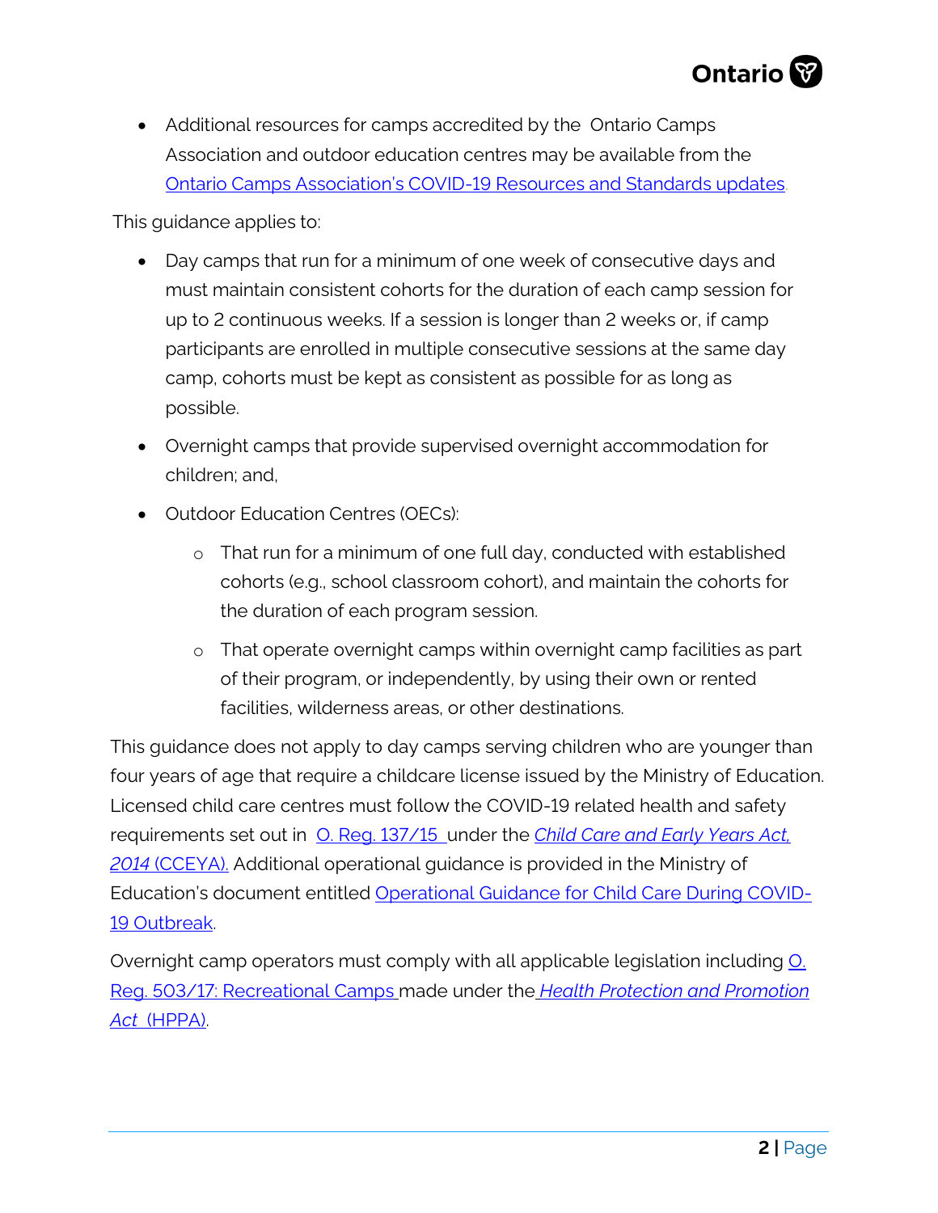- Additional resources for camps accredited by the Ontario Camps Association and outdoor education centres may be available from the Ontario Camps Association's COVID-19 Resources and Standards updates.

This guidance applies to:

- Day camps that run for a minimum of one week of consecutive days and must maintain consistent cohorts for the duration of each camp session for up to 2 continuous weeks. If a session is longer than 2 weeks or, if camp participants are enrolled in multiple consecutive sessions at the same day camp, cohorts must be kept as consistent as possible for as long as possible.
- Overnight camps that provide supervised overnight accommodation for children; and,
- Outdoor Education Centres (OECs):
  - That run for a minimum of one full day, conducted with established cohorts (e.g., school classroom cohort), and maintain the cohorts for the duration of each program session.
  - That operate overnight camps within overnight camp facilities as part of their program, or independently, by using their own or rented facilities, wilderness areas, or other destinations.

This guidance does not apply to day camps serving children who are younger than four years of age that require a childcare license issued by the Ministry of Education. Licensed child care centres must follow the COVID-19 related health and safety requirements set out in O. Reg. 137/15 under the *Child Care and Early Years Act, 2014* (CCEYA). Additional operational guidance is provided in the Ministry of Education's document entitled Operational Guidance for Child Care During COVID-19 Outbreak.

Overnight camp operators must comply with all applicable legislation including O. Reg. 503/17: Recreational Camps made under the *Health Protection and Promotion Act* (HPPA).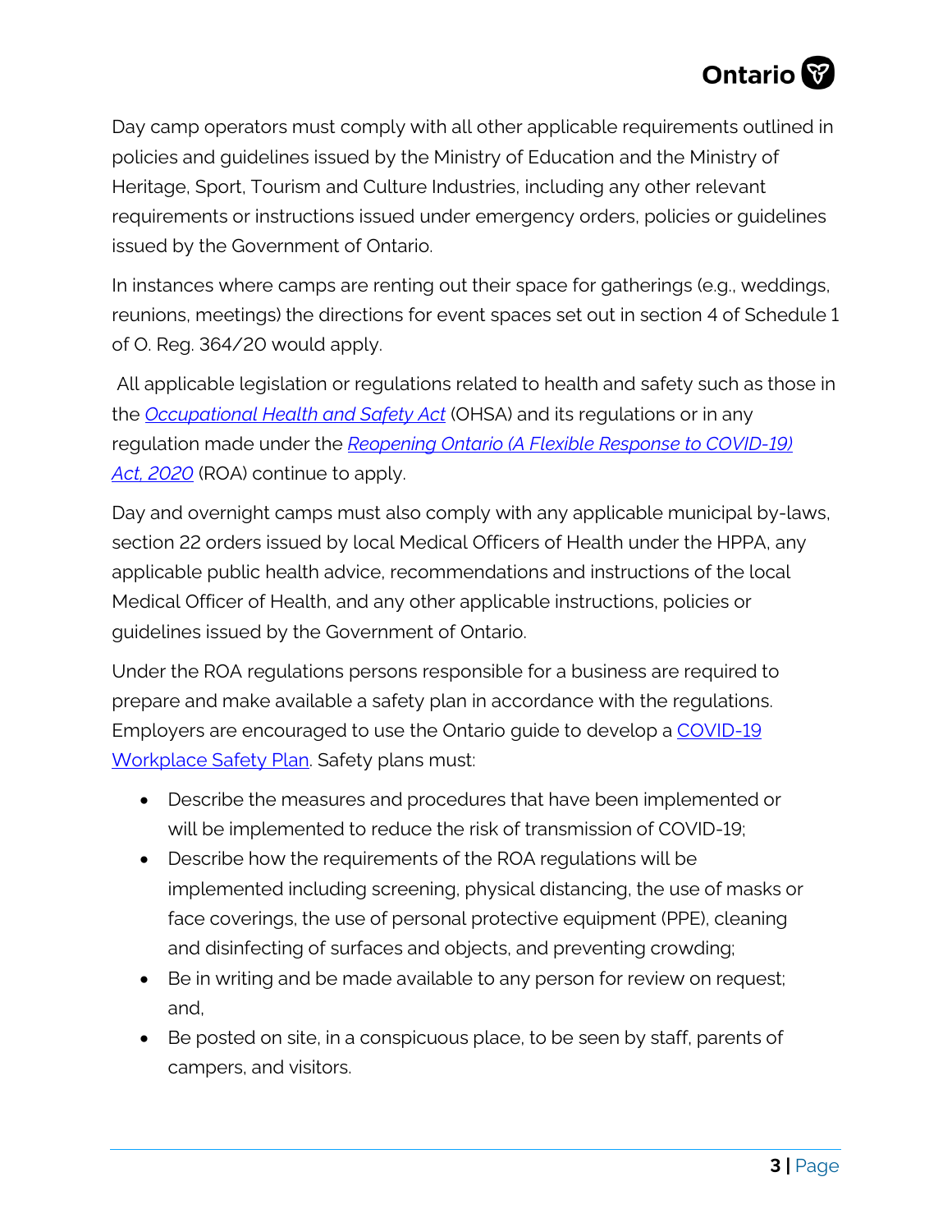Day camp operators must comply with all other applicable requirements outlined in policies and guidelines issued by the Ministry of Education and the Ministry of Heritage, Sport, Tourism and Culture Industries, including any other relevant requirements or instructions issued under emergency orders, policies or guidelines issued by the Government of Ontario.

In instances where camps are renting out their space for gatherings (e.g., weddings, reunions, meetings) the directions for event spaces set out in section 4 of Schedule 1 of O. Reg. 364/20 would apply.

All applicable legislation or regulations related to health and safety such as those in the *Occupational Health and Safety Act* (OHSA) and its regulations or in any regulation made under the *Reopening Ontario (A Flexible Response to COVID-19) Act, 2020* (ROA) continue to apply.

Day and overnight camps must also comply with any applicable municipal by-laws, section 22 orders issued by local Medical Officers of Health under the HPPA, any applicable public health advice, recommendations and instructions of the local Medical Officer of Health, and any other applicable instructions, policies or guidelines issued by the Government of Ontario.

Under the ROA regulations persons responsible for a business are required to prepare and make available a safety plan in accordance with the regulations. Employers are encouraged to use the Ontario guide to develop a COVID-19 Workplace Safety Plan. Safety plans must:

- Describe the measures and procedures that have been implemented or will be implemented to reduce the risk of transmission of COVID-19;
- Describe how the requirements of the ROA regulations will be implemented including screening, physical distancing, the use of masks or face coverings, the use of personal protective equipment (PPE), cleaning and disinfecting of surfaces and objects, and preventing crowding;
- Be in writing and be made available to any person for review on request; and,
- Be posted on site, in a conspicuous place, to be seen by staff, parents of campers, and visitors.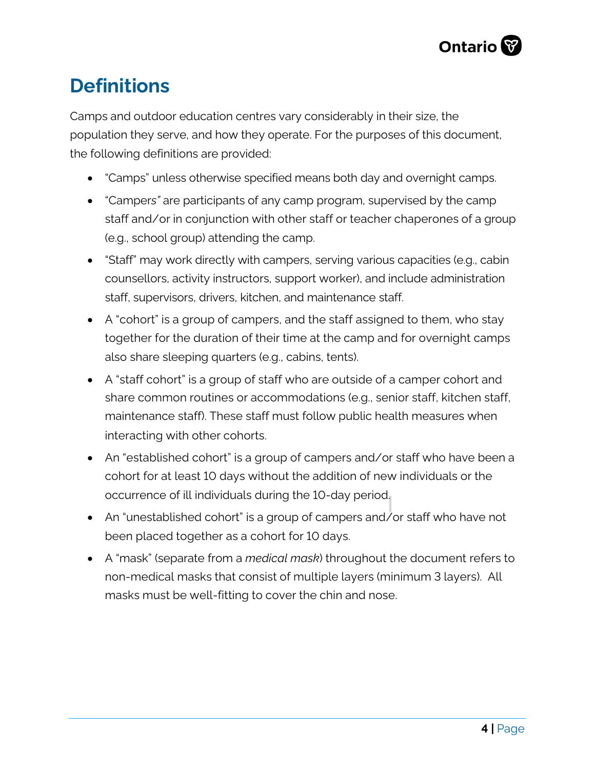# Definitions

Camps and outdoor education centres vary considerably in their size, the population they serve, and how they operate. For the purposes of this document, the following definitions are provided:

- "Camps" unless otherwise specified means both day and overnight camps.
- "Campers" are participants of any camp program, supervised by the camp staff and/or in conjunction with other staff or teacher chaperones of a group (e.g., school group) attending the camp.
- "Staff" may work directly with campers, serving various capacities (e.g., cabin counsellors, activity instructors, support worker), and include administration staff, supervisors, drivers, kitchen, and maintenance staff.
- A "cohort" is a group of campers, and the staff assigned to them, who stay together for the duration of their time at the camp and for overnight camps also share sleeping quarters (e.g., cabins, tents).
- A "staff cohort" is a group of staff who are outside of a camper cohort and share common routines or accommodations (e.g., senior staff, kitchen staff, maintenance staff). These staff must follow public health measures when interacting with other cohorts.
- An "established cohort" is a group of campers and/or staff who have been a cohort for at least 10 days without the addition of new individuals or the occurrence of ill individuals during the 10-day period.
- An "unestablished cohort" is a group of campers and/or staff who have not been placed together as a cohort for 10 days.
- A "mask" (separate from a *medical mask*) throughout the document refers to non-medical masks that consist of multiple layers (minimum 3 layers). All masks must be well-fitting to cover the chin and nose.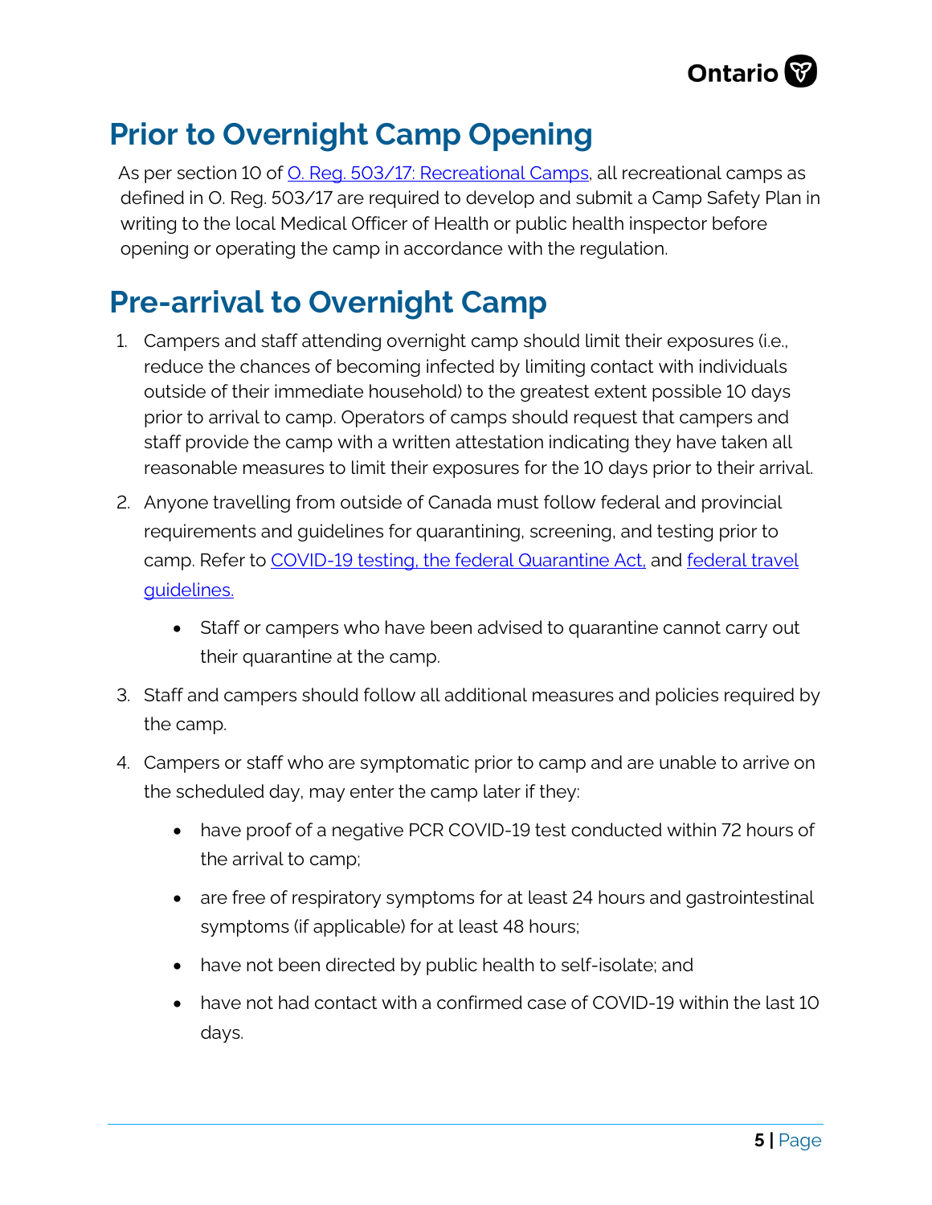# Prior to Overnight Camp Opening

As per section 10 of O. Reg. 503/17: Recreational Camps, all recreational camps as defined in O. Reg. 503/17 are required to develop and submit a Camp Safety Plan in writing to the local Medical Officer of Health or public health inspector before opening or operating the camp in accordance with the regulation.

# Pre-arrival to Overnight Camp

1. Campers and staff attending overnight camp should limit their exposures (i.e., reduce the chances of becoming infected by limiting contact with individuals outside of their immediate household) to the greatest extent possible 10 days prior to arrival to camp. Operators of camps should request that campers and staff provide the camp with a written attestation indicating they have taken all reasonable measures to limit their exposures for the 10 days prior to their arrival.
2. Anyone travelling from outside of Canada must follow federal and provincial requirements and guidelines for quarantining, screening, and testing prior to camp. Refer to COVID-19 testing, the federal Quarantine Act, and federal travel guidelines.
   - Staff or campers who have been advised to quarantine cannot carry out their quarantine at the camp.
3. Staff and campers should follow all additional measures and policies required by the camp.
4. Campers or staff who are symptomatic prior to camp and are unable to arrive on the scheduled day, may enter the camp later if they:
   - have proof of a negative PCR COVID-19 test conducted within 72 hours of the arrival to camp;
   - are free of respiratory symptoms for at least 24 hours and gastrointestinal symptoms (if applicable) for at least 48 hours;
   - have not been directed by public health to self-isolate; and
   - have not had contact with a confirmed case of COVID-19 within the last 10 days.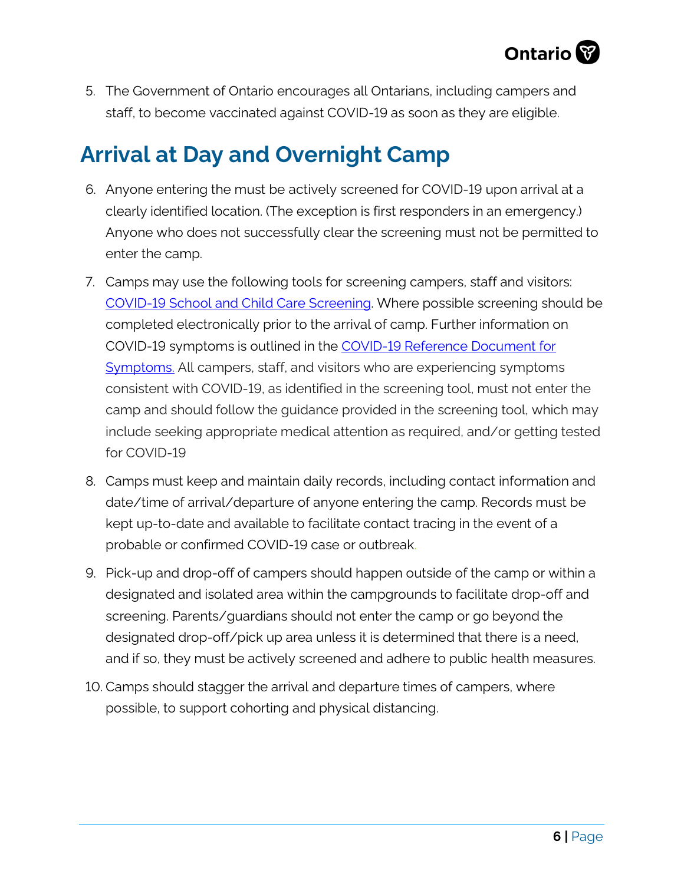5. The Government of Ontario encourages all Ontarians, including campers and staff, to become vaccinated against COVID-19 as soon as they are eligible.

## Arrival at Day and Overnight Camp

6. Anyone entering the must be actively screened for COVID-19 upon arrival at a clearly identified location. (The exception is first responders in an emergency.) Anyone who does not successfully clear the screening must not be permitted to enter the camp.

7. Camps may use the following tools for screening campers, staff and visitors: [COVID-19 School and Child Care Screening](). Where possible screening should be completed electronically prior to the arrival of camp. Further information on COVID-19 symptoms is outlined in the [COVID-19 Reference Document for Symptoms.]() All campers, staff, and visitors who are experiencing symptoms consistent with COVID-19, as identified in the screening tool, must not enter the camp and should follow the guidance provided in the screening tool, which may include seeking appropriate medical attention as required, and/or getting tested for COVID-19

8. Camps must keep and maintain daily records, including contact information and date/time of arrival/departure of anyone entering the camp. Records must be kept up-to-date and available to facilitate contact tracing in the event of a probable or confirmed COVID-19 case or outbreak.

9. Pick-up and drop-off of campers should happen outside of the camp or within a designated and isolated area within the campgrounds to facilitate drop-off and screening. Parents/guardians should not enter the camp or go beyond the designated drop-off/pick up area unless it is determined that there is a need, and if so, they must be actively screened and adhere to public health measures.

10. Camps should stagger the arrival and departure times of campers, where possible, to support cohorting and physical distancing.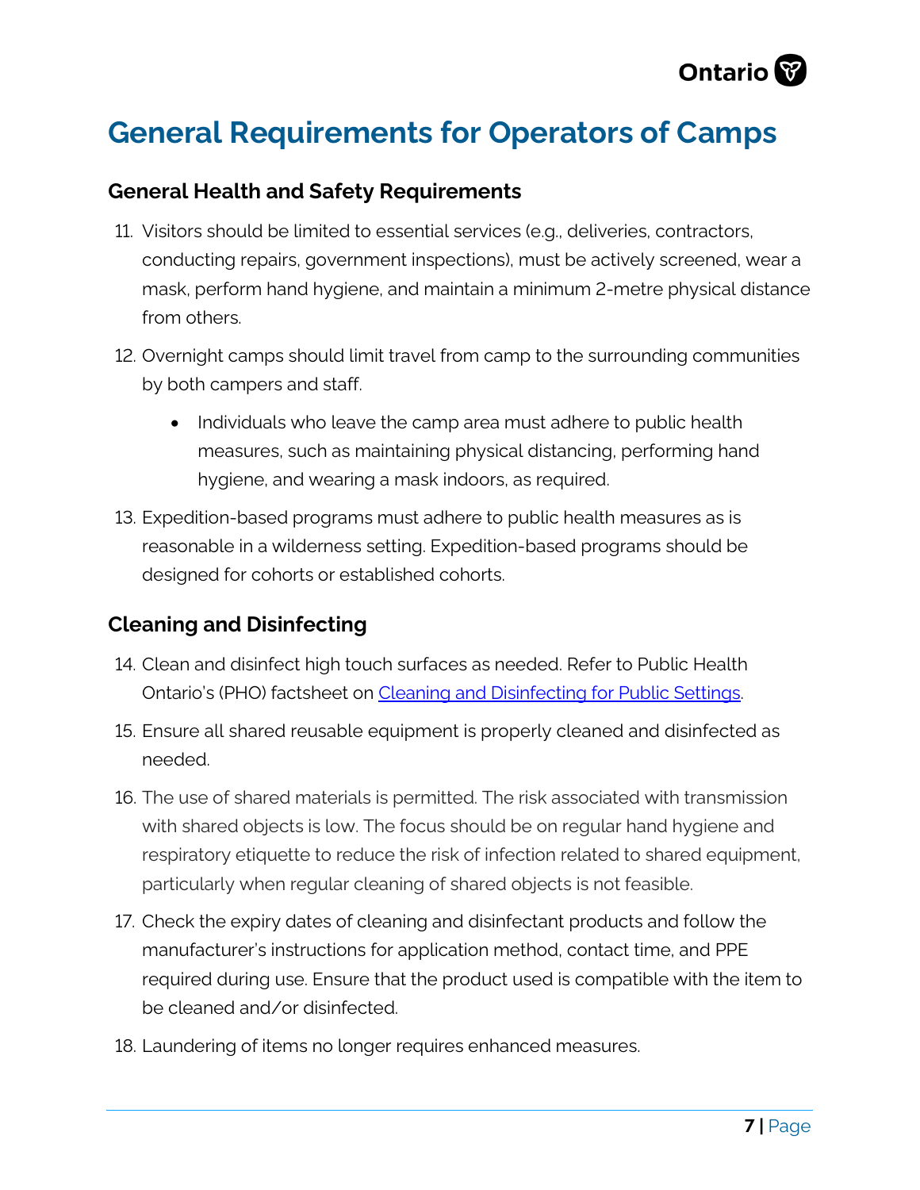# General Requirements for Operators of Camps

## General Health and Safety Requirements

11. Visitors should be limited to essential services (e.g., deliveries, contractors, conducting repairs, government inspections), must be actively screened, wear a mask, perform hand hygiene, and maintain a minimum 2-metre physical distance from others.
12. Overnight camps should limit travel from camp to the surrounding communities by both campers and staff.
    - Individuals who leave the camp area must adhere to public health measures, such as maintaining physical distancing, performing hand hygiene, and wearing a mask indoors, as required.
13. Expedition-based programs must adhere to public health measures as is reasonable in a wilderness setting. Expedition-based programs should be designed for cohorts or established cohorts.

## Cleaning and Disinfecting

14. Clean and disinfect high touch surfaces as needed. Refer to Public Health Ontario's (PHO) factsheet on [Cleaning and Disinfecting for Public Settings](Cleaning and Disinfecting for Public Settings).
15. Ensure all shared reusable equipment is properly cleaned and disinfected as needed.
16. The use of shared materials is permitted. The risk associated with transmission with shared objects is low. The focus should be on regular hand hygiene and respiratory etiquette to reduce the risk of infection related to shared equipment, particularly when regular cleaning of shared objects is not feasible.
17. Check the expiry dates of cleaning and disinfectant products and follow the manufacturer's instructions for application method, contact time, and PPE required during use. Ensure that the product used is compatible with the item to be cleaned and/or disinfected.
18. Laundering of items no longer requires enhanced measures.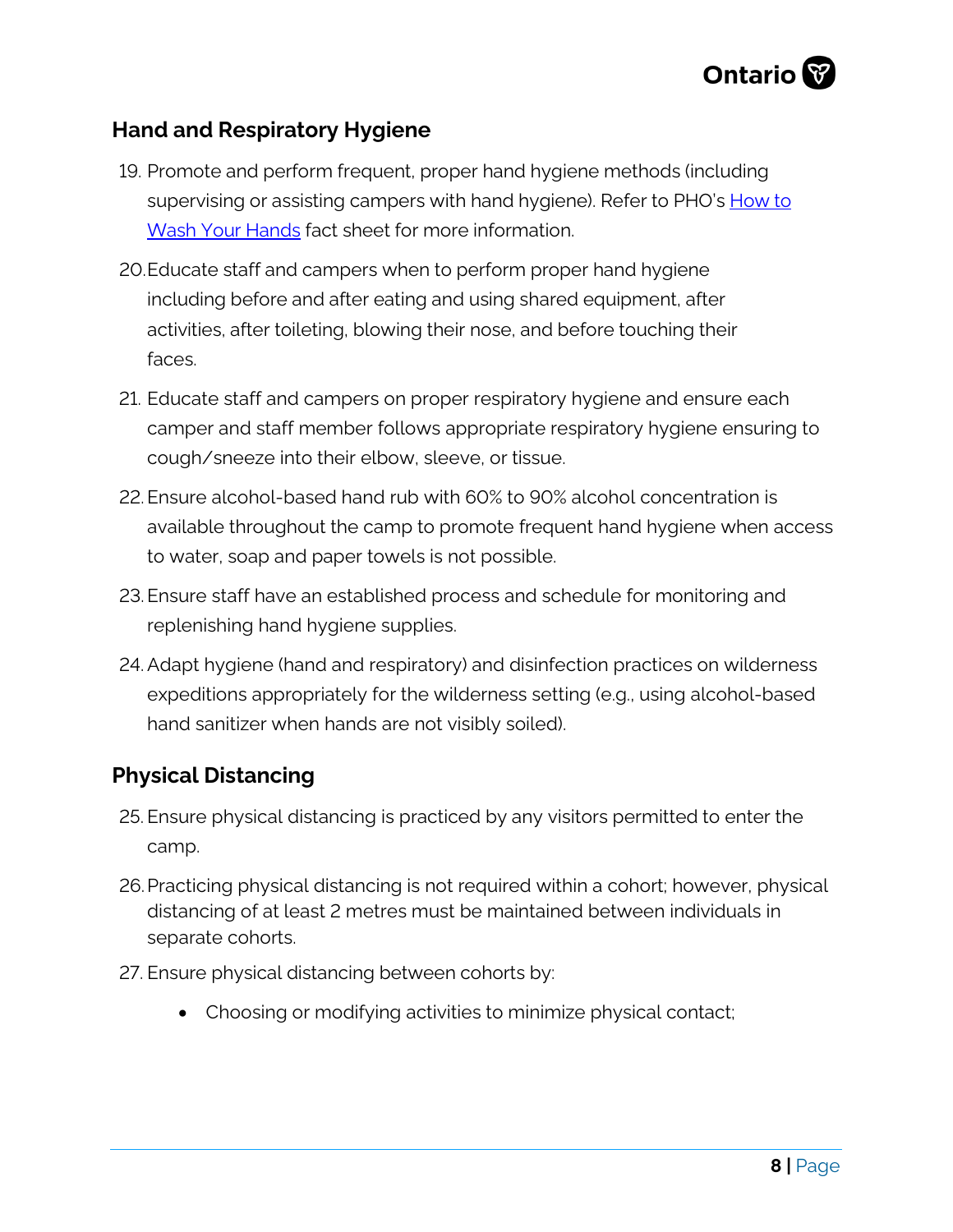## Hand and Respiratory Hygiene

19. Promote and perform frequent, proper hand hygiene methods (including supervising or assisting campers with hand hygiene). Refer to PHO's [How to Wash Your Hands]() fact sheet for more information.
20. Educate staff and campers when to perform proper hand hygiene including before and after eating and using shared equipment, after activities, after toileting, blowing their nose, and before touching their faces.
21. Educate staff and campers on proper respiratory hygiene and ensure each camper and staff member follows appropriate respiratory hygiene ensuring to cough/sneeze into their elbow, sleeve, or tissue.
22. Ensure alcohol-based hand rub with 60% to 90% alcohol concentration is available throughout the camp to promote frequent hand hygiene when access to water, soap and paper towels is not possible.
23. Ensure staff have an established process and schedule for monitoring and replenishing hand hygiene supplies.
24. Adapt hygiene (hand and respiratory) and disinfection practices on wilderness expeditions appropriately for the wilderness setting (e.g., using alcohol-based hand sanitizer when hands are not visibly soiled).

## Physical Distancing

25. Ensure physical distancing is practiced by any visitors permitted to enter the camp.
26. Practicing physical distancing is not required within a cohort; however, physical distancing of at least 2 metres must be maintained between individuals in separate cohorts.
27. Ensure physical distancing between cohorts by:
    - Choosing or modifying activities to minimize physical contact;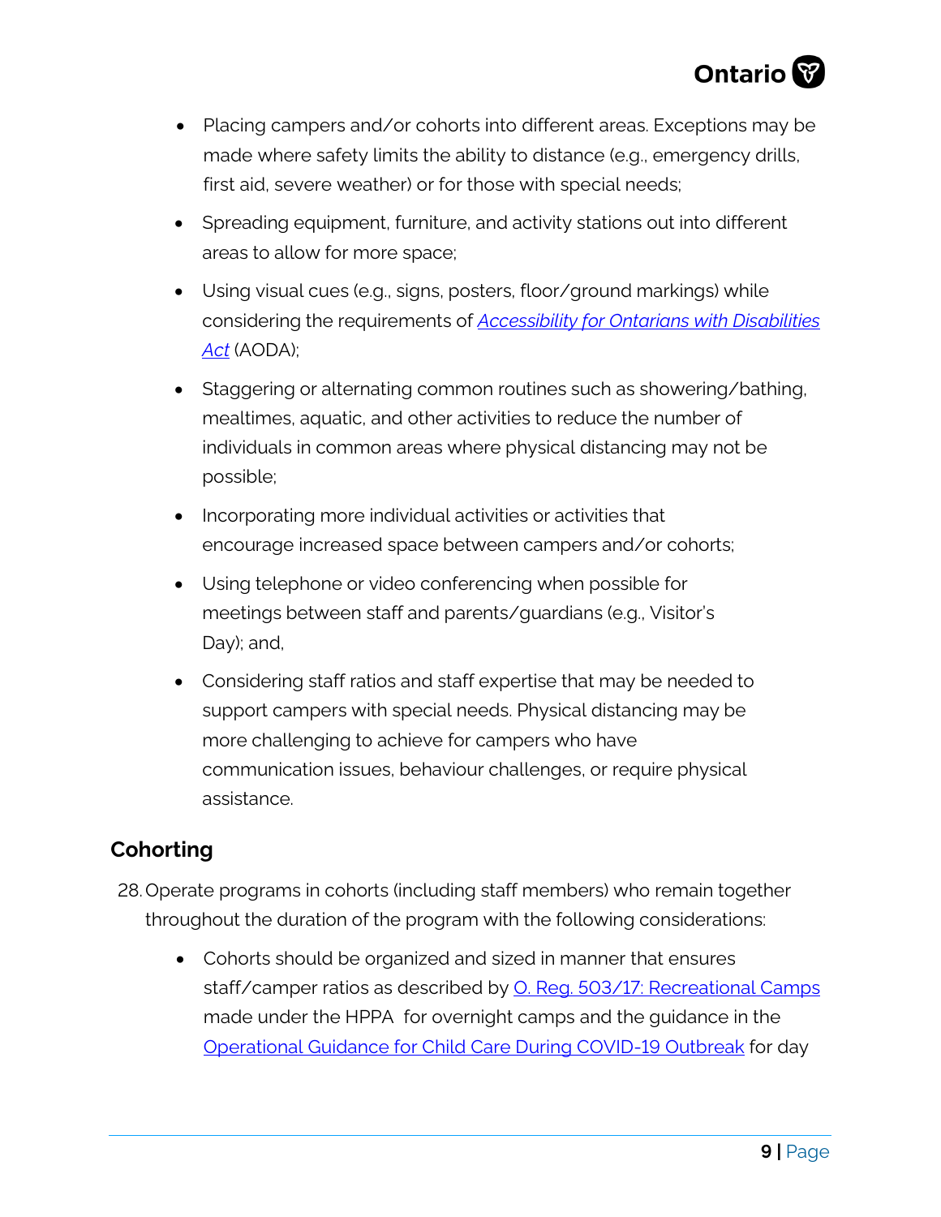- Placing campers and/or cohorts into different areas. Exceptions may be made where safety limits the ability to distance (e.g., emergency drills, first aid, severe weather) or for those with special needs;
- Spreading equipment, furniture, and activity stations out into different areas to allow for more space;
- Using visual cues (e.g., signs, posters, floor/ground markings) while considering the requirements of *[Accessibility for Ontarians with Disabilities Act](#)* (AODA);
- Staggering or alternating common routines such as showering/bathing, mealtimes, aquatic, and other activities to reduce the number of individuals in common areas where physical distancing may not be possible;
- Incorporating more individual activities or activities that encourage increased space between campers and/or cohorts;
- Using telephone or video conferencing when possible for meetings between staff and parents/guardians (e.g., Visitor's Day); and,
- Considering staff ratios and staff expertise that may be needed to support campers with special needs. Physical distancing may be more challenging to achieve for campers who have communication issues, behaviour challenges, or require physical assistance.

## Cohorting

28. Operate programs in cohorts (including staff members) who remain together throughout the duration of the program with the following considerations:
    - Cohorts should be organized and sized in manner that ensures staff/camper ratios as described by [O. Reg. 503/17: Recreational Camps](#) made under the HPPA for overnight camps and the guidance in the [Operational Guidance for Child Care During COVID-19 Outbreak](#) for day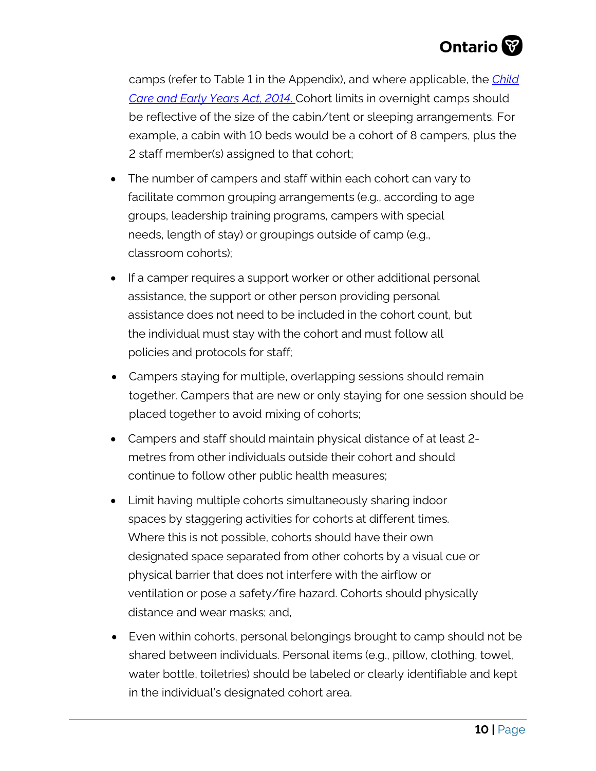camps (refer to Table 1 in the Appendix), and where applicable, the *Child Care and Early Years Act, 2014.* Cohort limits in overnight camps should be reflective of the size of the cabin/tent or sleeping arrangements. For example, a cabin with 10 beds would be a cohort of 8 campers, plus the 2 staff member(s) assigned to that cohort;

- The number of campers and staff within each cohort can vary to facilitate common grouping arrangements (e.g., according to age groups, leadership training programs, campers with special needs, length of stay) or groupings outside of camp (e.g., classroom cohorts);
- If a camper requires a support worker or other additional personal assistance, the support or other person providing personal assistance does not need to be included in the cohort count, but the individual must stay with the cohort and must follow all policies and protocols for staff;
- Campers staying for multiple, overlapping sessions should remain together. Campers that are new or only staying for one session should be placed together to avoid mixing of cohorts;
- Campers and staff should maintain physical distance of at least 2-metres from other individuals outside their cohort and should continue to follow other public health measures;
- Limit having multiple cohorts simultaneously sharing indoor spaces by staggering activities for cohorts at different times. Where this is not possible, cohorts should have their own designated space separated from other cohorts by a visual cue or physical barrier that does not interfere with the airflow or ventilation or pose a safety/fire hazard. Cohorts should physically distance and wear masks; and,
- Even within cohorts, personal belongings brought to camp should not be shared between individuals. Personal items (e.g., pillow, clothing, towel, water bottle, toiletries) should be labeled or clearly identifiable and kept in the individual's designated cohort area.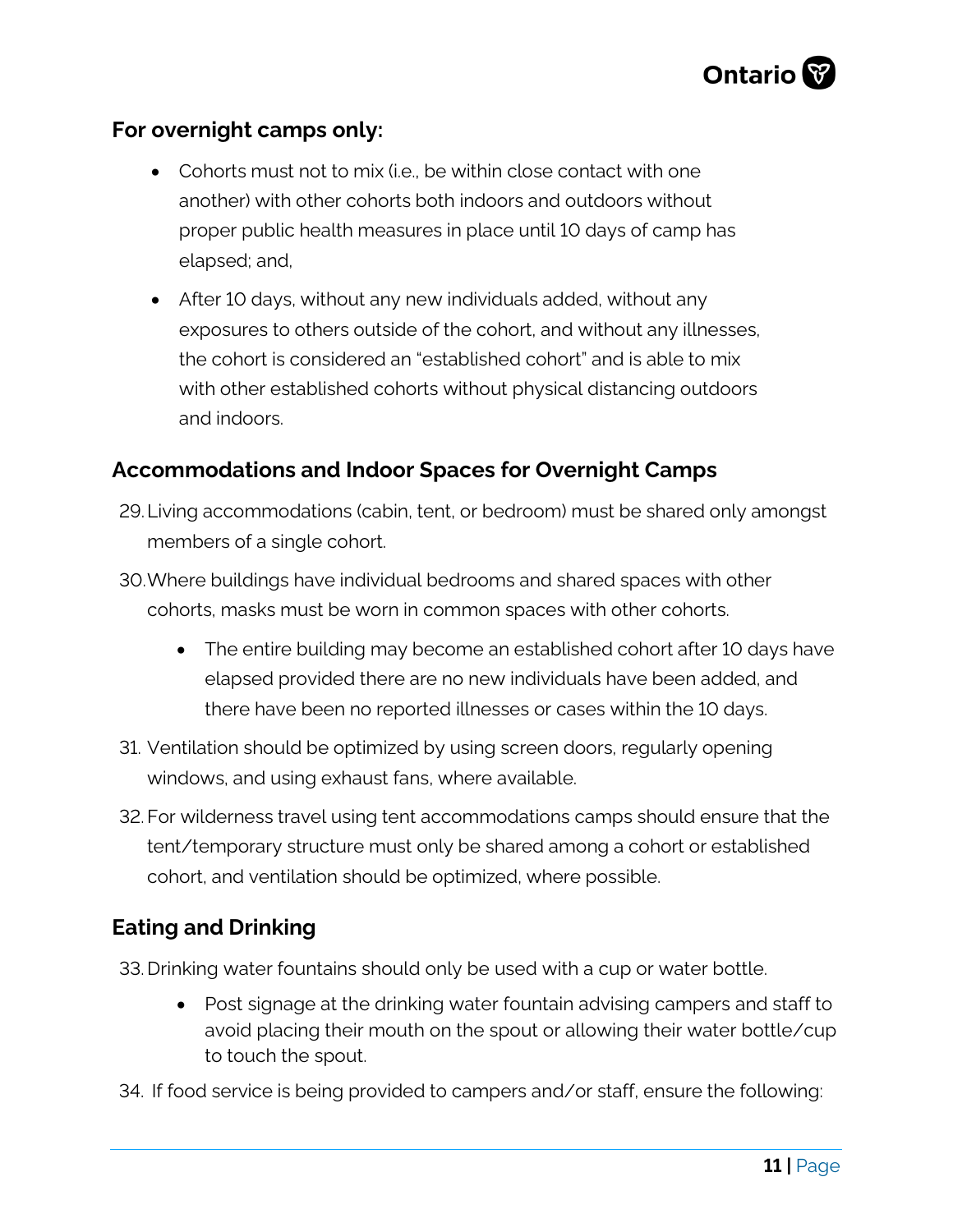### For overnight camps only:

- Cohorts must not to mix (i.e., be within close contact with one another) with other cohorts both indoors and outdoors without proper public health measures in place until 10 days of camp has elapsed; and,
- After 10 days, without any new individuals added, without any exposures to others outside of the cohort, and without any illnesses, the cohort is considered an "established cohort" and is able to mix with other established cohorts without physical distancing outdoors and indoors.

## Accommodations and Indoor Spaces for Overnight Camps

29. Living accommodations (cabin, tent, or bedroom) must be shared only amongst members of a single cohort.
30. Where buildings have individual bedrooms and shared spaces with other cohorts, masks must be worn in common spaces with other cohorts.
    - The entire building may become an established cohort after 10 days have elapsed provided there are no new individuals have been added, and there have been no reported illnesses or cases within the 10 days.
31. Ventilation should be optimized by using screen doors, regularly opening windows, and using exhaust fans, where available.
32. For wilderness travel using tent accommodations camps should ensure that the tent/temporary structure must only be shared among a cohort or established cohort, and ventilation should be optimized, where possible.

## Eating and Drinking

33. Drinking water fountains should only be used with a cup or water bottle.
    - Post signage at the drinking water fountain advising campers and staff to avoid placing their mouth on the spout or allowing their water bottle/cup to touch the spout.
34. If food service is being provided to campers and/or staff, ensure the following: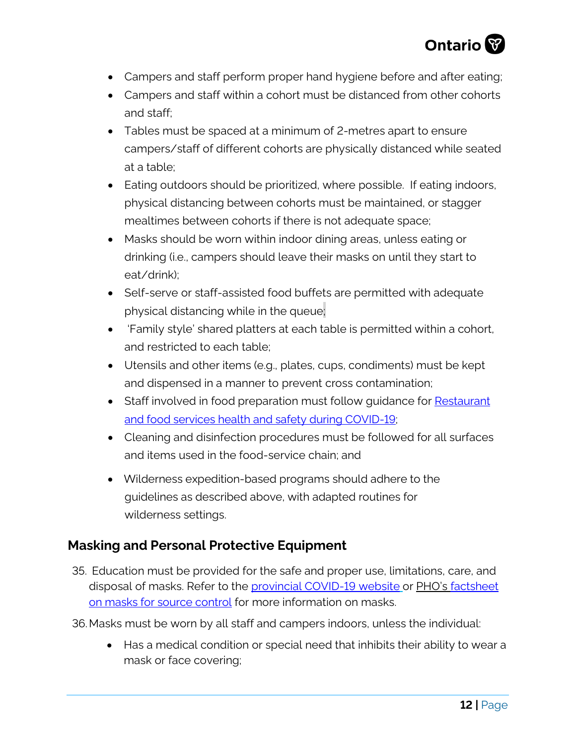- Campers and staff perform proper hand hygiene before and after eating;
- Campers and staff within a cohort must be distanced from other cohorts and staff;
- Tables must be spaced at a minimum of 2-metres apart to ensure campers/staff of different cohorts are physically distanced while seated at a table;
- Eating outdoors should be prioritized, where possible. If eating indoors, physical distancing between cohorts must be maintained, or stagger mealtimes between cohorts if there is not adequate space;
- Masks should be worn within indoor dining areas, unless eating or drinking (i.e., campers should leave their masks on until they start to eat/drink);
- Self-serve or staff-assisted food buffets are permitted with adequate physical distancing while in the queue;
- 'Family style' shared platters at each table is permitted within a cohort, and restricted to each table;
- Utensils and other items (e.g., plates, cups, condiments) must be kept and dispensed in a manner to prevent cross contamination;
- Staff involved in food preparation must follow guidance for [Restaurant and food services health and safety during COVID-19](#);
- Cleaning and disinfection procedures must be followed for all surfaces and items used in the food-service chain; and
- Wilderness expedition-based programs should adhere to the guidelines as described above, with adapted routines for wilderness settings.

## Masking and Personal Protective Equipment

35. Education must be provided for the safe and proper use, limitations, care, and disposal of masks. Refer to the [provincial COVID-19 website](#) or [PHO's factsheet on masks for source control](#) for more information on masks.

36. Masks must be worn by all staff and campers indoors, unless the individual:

    - Has a medical condition or special need that inhibits their ability to wear a mask or face covering;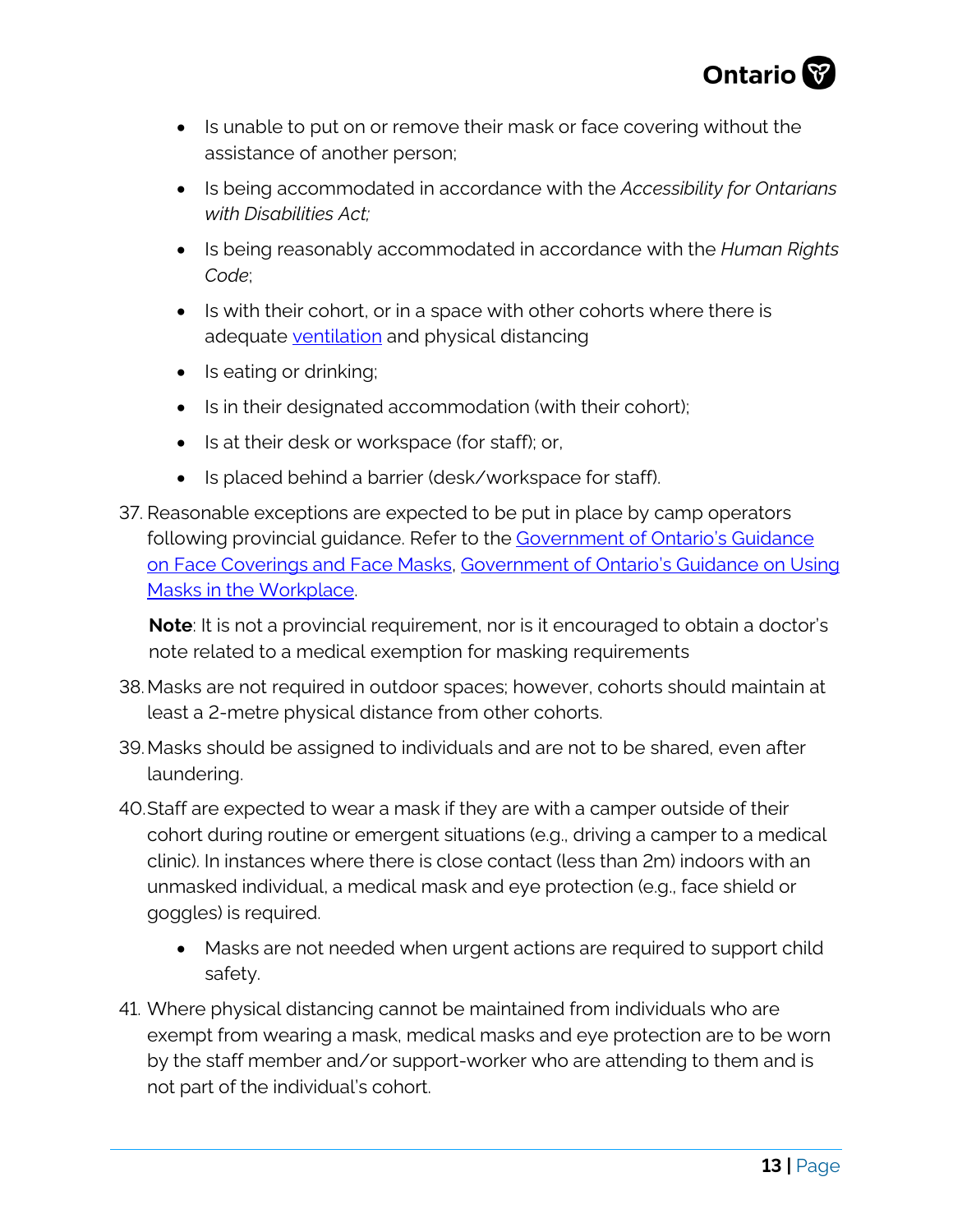- Is unable to put on or remove their mask or face covering without the assistance of another person;
- Is being accommodated in accordance with the *Accessibility for Ontarians with Disabilities Act;*
- Is being reasonably accommodated in accordance with the *Human Rights Code*;
- Is with their cohort, or in a space with other cohorts where there is adequate [ventilation]() and physical distancing
- Is eating or drinking;
- Is in their designated accommodation (with their cohort);
- Is at their desk or workspace (for staff); or,
- Is placed behind a barrier (desk/workspace for staff).

37. Reasonable exceptions are expected to be put in place by camp operators following provincial guidance. Refer to the [Government of Ontario's Guidance on Face Coverings and Face Masks](), [Government of Ontario's Guidance on Using Masks in the Workplace]().

    **Note**: It is not a provincial requirement, nor is it encouraged to obtain a doctor's note related to a medical exemption for masking requirements

38. Masks are not required in outdoor spaces; however, cohorts should maintain at least a 2-metre physical distance from other cohorts.
39. Masks should be assigned to individuals and are not to be shared, even after laundering.
40. Staff are expected to wear a mask if they are with a camper outside of their cohort during routine or emergent situations (e.g., driving a camper to a medical clinic). In instances where there is close contact (less than 2m) indoors with an unmasked individual, a medical mask and eye protection (e.g., face shield or goggles) is required.
    - Masks are not needed when urgent actions are required to support child safety.
41. Where physical distancing cannot be maintained from individuals who are exempt from wearing a mask, medical masks and eye protection are to be worn by the staff member and/or support-worker who are attending to them and is not part of the individual's cohort.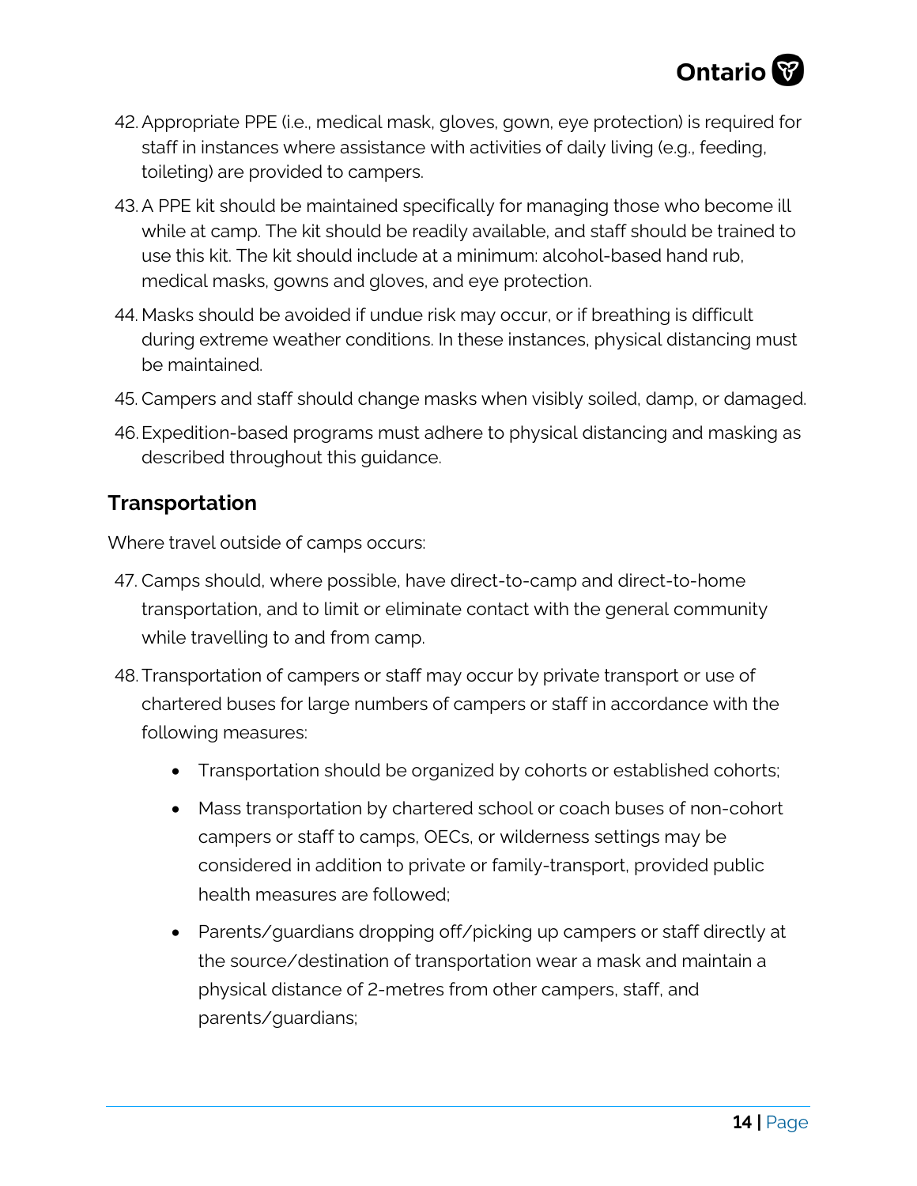42. Appropriate PPE (i.e., medical mask, gloves, gown, eye protection) is required for staff in instances where assistance with activities of daily living (e.g., feeding, toileting) are provided to campers.
43. A PPE kit should be maintained specifically for managing those who become ill while at camp. The kit should be readily available, and staff should be trained to use this kit. The kit should include at a minimum: alcohol-based hand rub, medical masks, gowns and gloves, and eye protection.
44. Masks should be avoided if undue risk may occur, or if breathing is difficult during extreme weather conditions. In these instances, physical distancing must be maintained.
45. Campers and staff should change masks when visibly soiled, damp, or damaged.
46. Expedition-based programs must adhere to physical distancing and masking as described throughout this guidance.

## Transportation

Where travel outside of camps occurs:

47. Camps should, where possible, have direct-to-camp and direct-to-home transportation, and to limit or eliminate contact with the general community while travelling to and from camp.
48. Transportation of campers or staff may occur by private transport or use of chartered buses for large numbers of campers or staff in accordance with the following measures:
    - Transportation should be organized by cohorts or established cohorts;
    - Mass transportation by chartered school or coach buses of non-cohort campers or staff to camps, OECs, or wilderness settings may be considered in addition to private or family-transport, provided public health measures are followed;
    - Parents/guardians dropping off/picking up campers or staff directly at the source/destination of transportation wear a mask and maintain a physical distance of 2-metres from other campers, staff, and parents/guardians;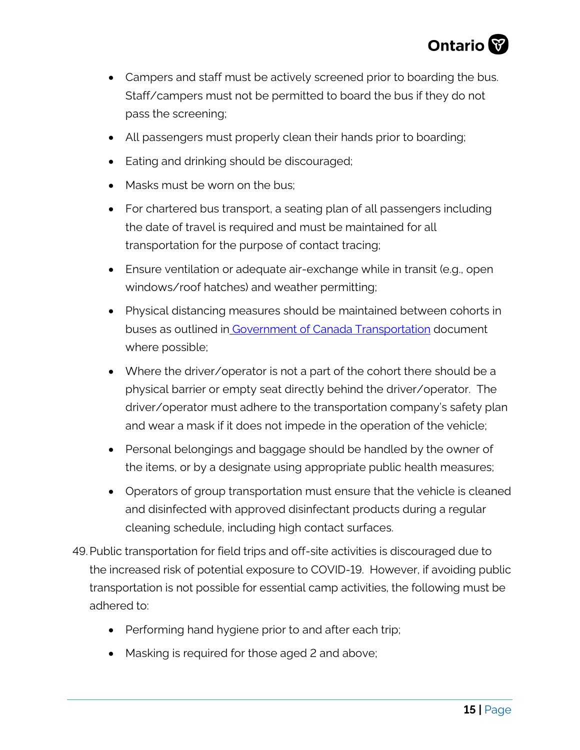- Campers and staff must be actively screened prior to boarding the bus. Staff/campers must not be permitted to board the bus if they do not pass the screening;
- All passengers must properly clean their hands prior to boarding;
- Eating and drinking should be discouraged;
- Masks must be worn on the bus;
- For chartered bus transport, a seating plan of all passengers including the date of travel is required and must be maintained for all transportation for the purpose of contact tracing;
- Ensure ventilation or adequate air-exchange while in transit (e.g., open windows/roof hatches) and weather permitting;
- Physical distancing measures should be maintained between cohorts in buses as outlined in Government of Canada Transportation document where possible;
- Where the driver/operator is not a part of the cohort there should be a physical barrier or empty seat directly behind the driver/operator. The driver/operator must adhere to the transportation company's safety plan and wear a mask if it does not impede in the operation of the vehicle;
- Personal belongings and baggage should be handled by the owner of the items, or by a designate using appropriate public health measures;
- Operators of group transportation must ensure that the vehicle is cleaned and disinfected with approved disinfectant products during a regular cleaning schedule, including high contact surfaces.

49. Public transportation for field trips and off-site activities is discouraged due to the increased risk of potential exposure to COVID-19. However, if avoiding public transportation is not possible for essential camp activities, the following must be adhered to:
    - Performing hand hygiene prior to and after each trip;
    - Masking is required for those aged 2 and above;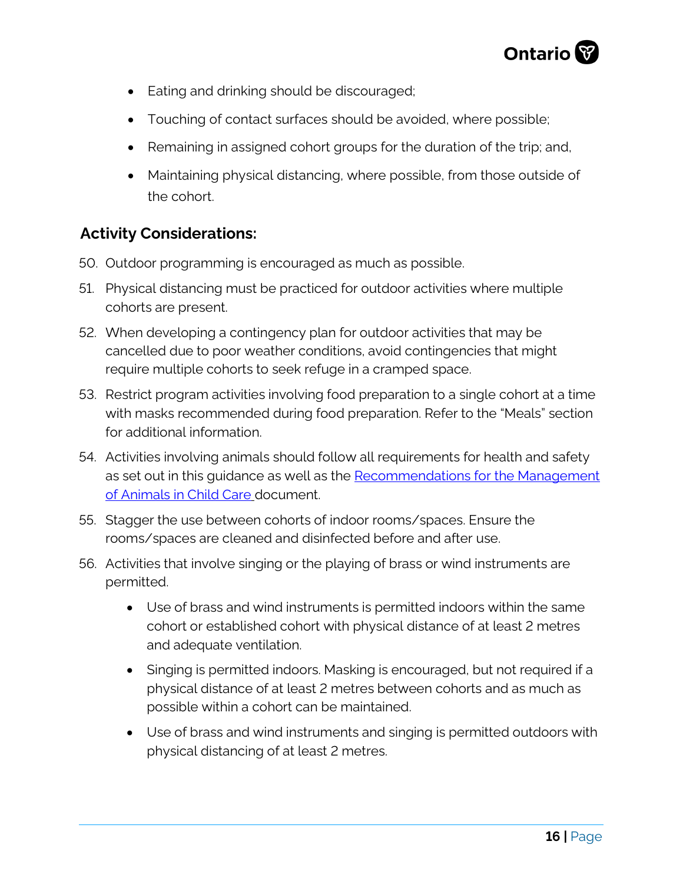- Eating and drinking should be discouraged;
- Touching of contact surfaces should be avoided, where possible;
- Remaining in assigned cohort groups for the duration of the trip; and,
- Maintaining physical distancing, where possible, from those outside of the cohort.

## Activity Considerations:

50. Outdoor programming is encouraged as much as possible.
51. Physical distancing must be practiced for outdoor activities where multiple cohorts are present.
52. When developing a contingency plan for outdoor activities that may be cancelled due to poor weather conditions, avoid contingencies that might require multiple cohorts to seek refuge in a cramped space.
53. Restrict program activities involving food preparation to a single cohort at a time with masks recommended during food preparation. Refer to the "Meals" section for additional information.
54. Activities involving animals should follow all requirements for health and safety as set out in this guidance as well as the [Recommendations for the Management of Animals in Child Care](#) document.
55. Stagger the use between cohorts of indoor rooms/spaces. Ensure the rooms/spaces are cleaned and disinfected before and after use.
56. Activities that involve singing or the playing of brass or wind instruments are permitted.
    - Use of brass and wind instruments is permitted indoors within the same cohort or established cohort with physical distance of at least 2 metres and adequate ventilation.
    - Singing is permitted indoors. Masking is encouraged, but not required if a physical distance of at least 2 metres between cohorts and as much as possible within a cohort can be maintained.
    - Use of brass and wind instruments and singing is permitted outdoors with physical distancing of at least 2 metres.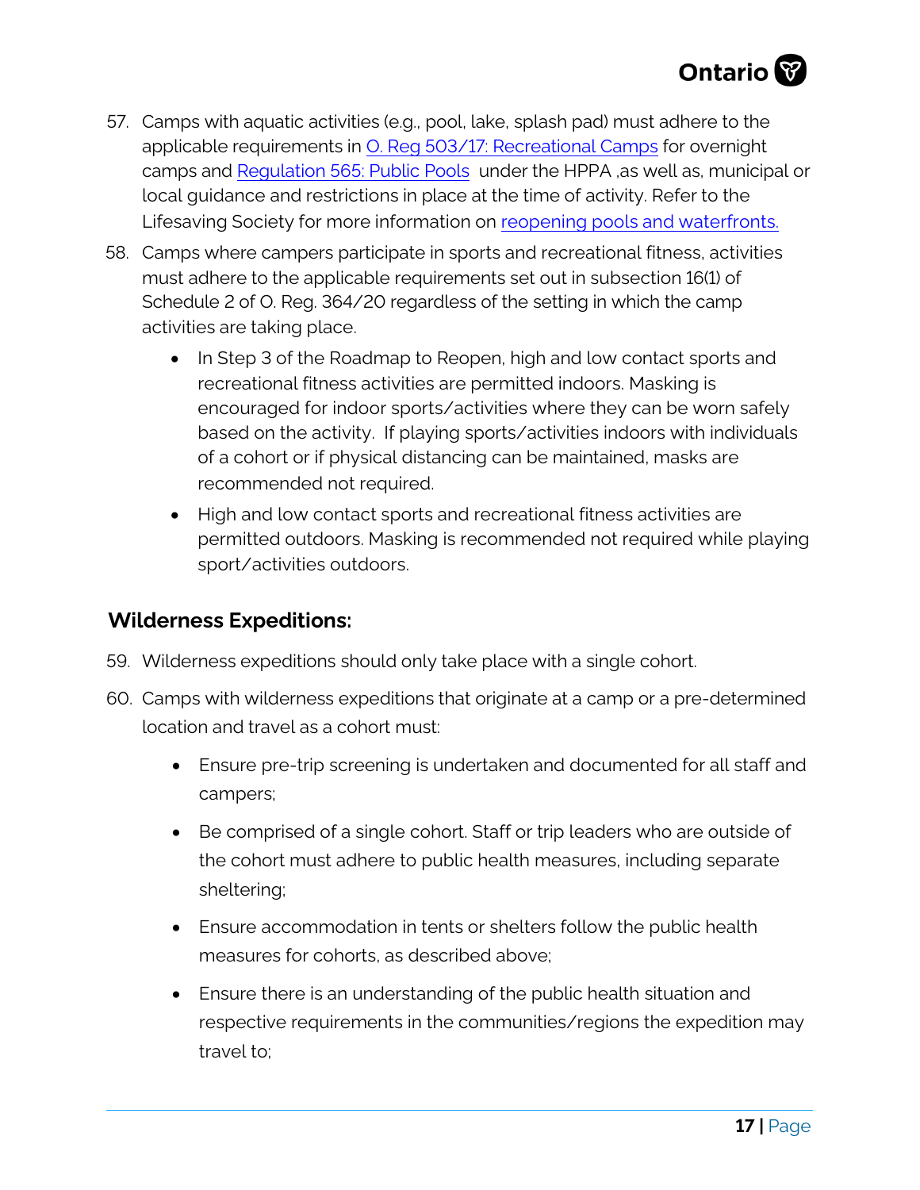57. Camps with aquatic activities (e.g., pool, lake, splash pad) must adhere to the applicable requirements in [O. Reg 503/17: Recreational Camps]() for overnight camps and [Regulation 565: Public Pools]() under the HPPA ,as well as, municipal or local guidance and restrictions in place at the time of activity. Refer to the Lifesaving Society for more information on [reopening pools and waterfronts.]()
58. Camps where campers participate in sports and recreational fitness, activities must adhere to the applicable requirements set out in subsection 16(1) of Schedule 2 of O. Reg. 364/20 regardless of the setting in which the camp activities are taking place.
    - In Step 3 of the Roadmap to Reopen, high and low contact sports and recreational fitness activities are permitted indoors. Masking is encouraged for indoor sports/activities where they can be worn safely based on the activity. If playing sports/activities indoors with individuals of a cohort or if physical distancing can be maintained, masks are recommended not required.
    - High and low contact sports and recreational fitness activities are permitted outdoors. Masking is recommended not required while playing sport/activities outdoors.

### Wilderness Expeditions:

59. Wilderness expeditions should only take place with a single cohort.
60. Camps with wilderness expeditions that originate at a camp or a pre-determined location and travel as a cohort must:
    - Ensure pre-trip screening is undertaken and documented for all staff and campers;
    - Be comprised of a single cohort. Staff or trip leaders who are outside of the cohort must adhere to public health measures, including separate sheltering;
    - Ensure accommodation in tents or shelters follow the public health measures for cohorts, as described above;
    - Ensure there is an understanding of the public health situation and respective requirements in the communities/regions the expedition may travel to;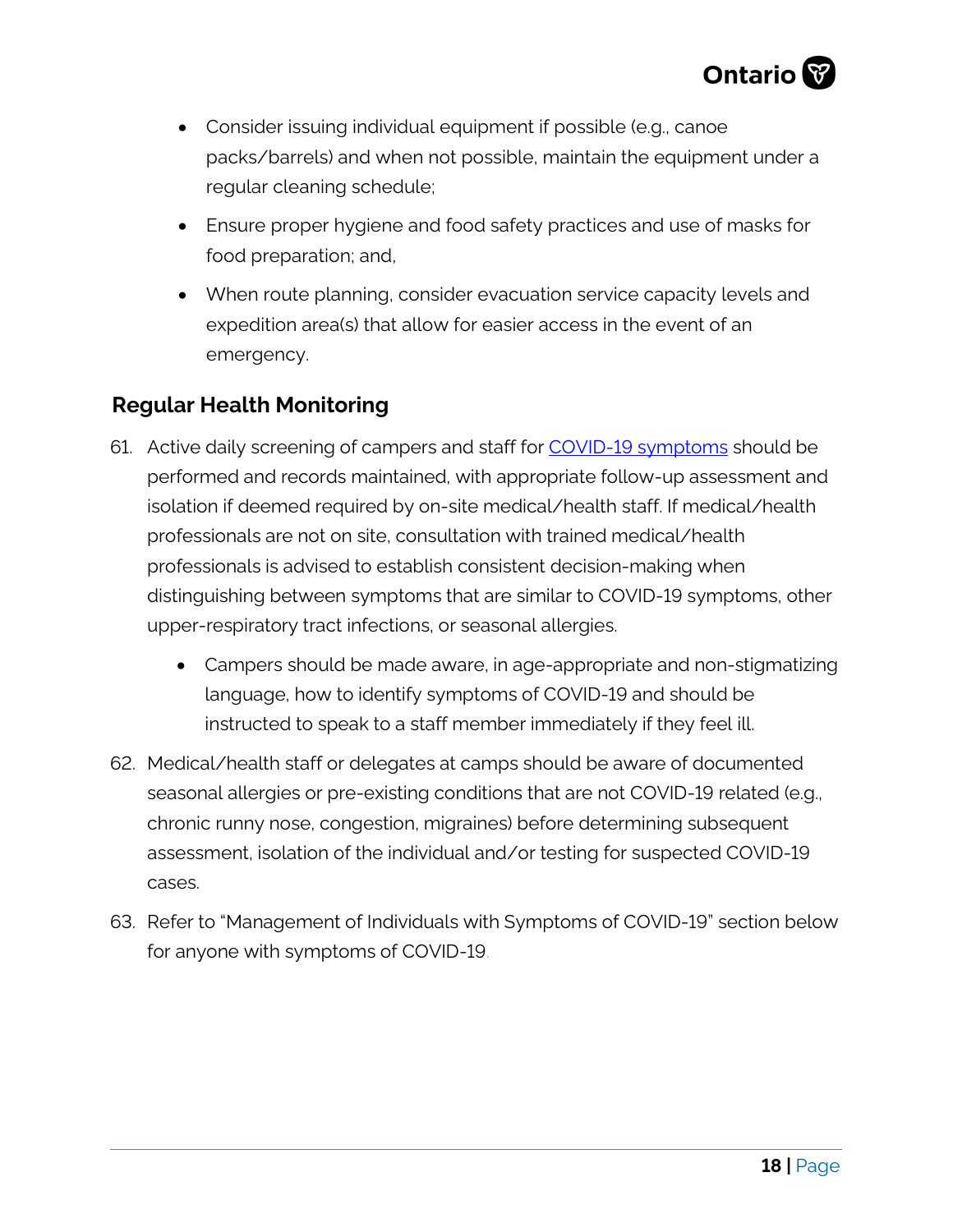- Consider issuing individual equipment if possible (e.g., canoe packs/barrels) and when not possible, maintain the equipment under a regular cleaning schedule;
- Ensure proper hygiene and food safety practices and use of masks for food preparation; and,
- When route planning, consider evacuation service capacity levels and expedition area(s) that allow for easier access in the event of an emergency.

## Regular Health Monitoring

61. Active daily screening of campers and staff for [COVID-19 symptoms](COVID-19 symptoms) should be performed and records maintained, with appropriate follow-up assessment and isolation if deemed required by on-site medical/health staff. If medical/health professionals are not on site, consultation with trained medical/health professionals is advised to establish consistent decision-making when distinguishing between symptoms that are similar to COVID-19 symptoms, other upper-respiratory tract infections, or seasonal allergies.
    - Campers should be made aware, in age-appropriate and non-stigmatizing language, how to identify symptoms of COVID-19 and should be instructed to speak to a staff member immediately if they feel ill.
62. Medical/health staff or delegates at camps should be aware of documented seasonal allergies or pre-existing conditions that are not COVID-19 related (e.g., chronic runny nose, congestion, migraines) before determining subsequent assessment, isolation of the individual and/or testing for suspected COVID-19 cases.
63. Refer to "Management of Individuals with Symptoms of COVID-19" section below for anyone with symptoms of COVID-19.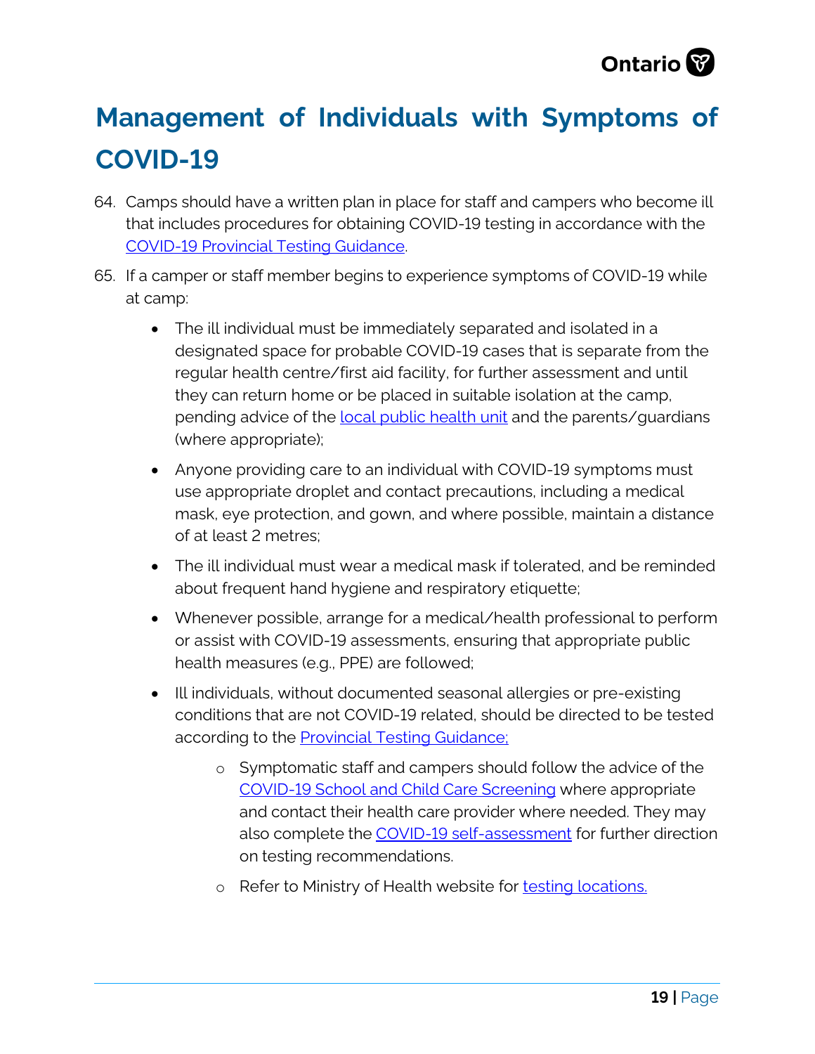# Management of Individuals with Symptoms of COVID-19

64. Camps should have a written plan in place for staff and campers who become ill that includes procedures for obtaining COVID-19 testing in accordance with the COVID-19 Provincial Testing Guidance.

65. If a camper or staff member begins to experience symptoms of COVID-19 while at camp:

    - The ill individual must be immediately separated and isolated in a designated space for probable COVID-19 cases that is separate from the regular health centre/first aid facility, for further assessment and until they can return home or be placed in suitable isolation at the camp, pending advice of the local public health unit and the parents/guardians (where appropriate);
    - Anyone providing care to an individual with COVID-19 symptoms must use appropriate droplet and contact precautions, including a medical mask, eye protection, and gown, and where possible, maintain a distance of at least 2 metres;
    - The ill individual must wear a medical mask if tolerated, and be reminded about frequent hand hygiene and respiratory etiquette;
    - Whenever possible, arrange for a medical/health professional to perform or assist with COVID-19 assessments, ensuring that appropriate public health measures (e.g., PPE) are followed;
    - Ill individuals, without documented seasonal allergies or pre-existing conditions that are not COVID-19 related, should be directed to be tested according to the Provincial Testing Guidance;
        - Symptomatic staff and campers should follow the advice of the COVID-19 School and Child Care Screening where appropriate and contact their health care provider where needed. They may also complete the COVID-19 self-assessment for further direction on testing recommendations.
        - Refer to Ministry of Health website for testing locations.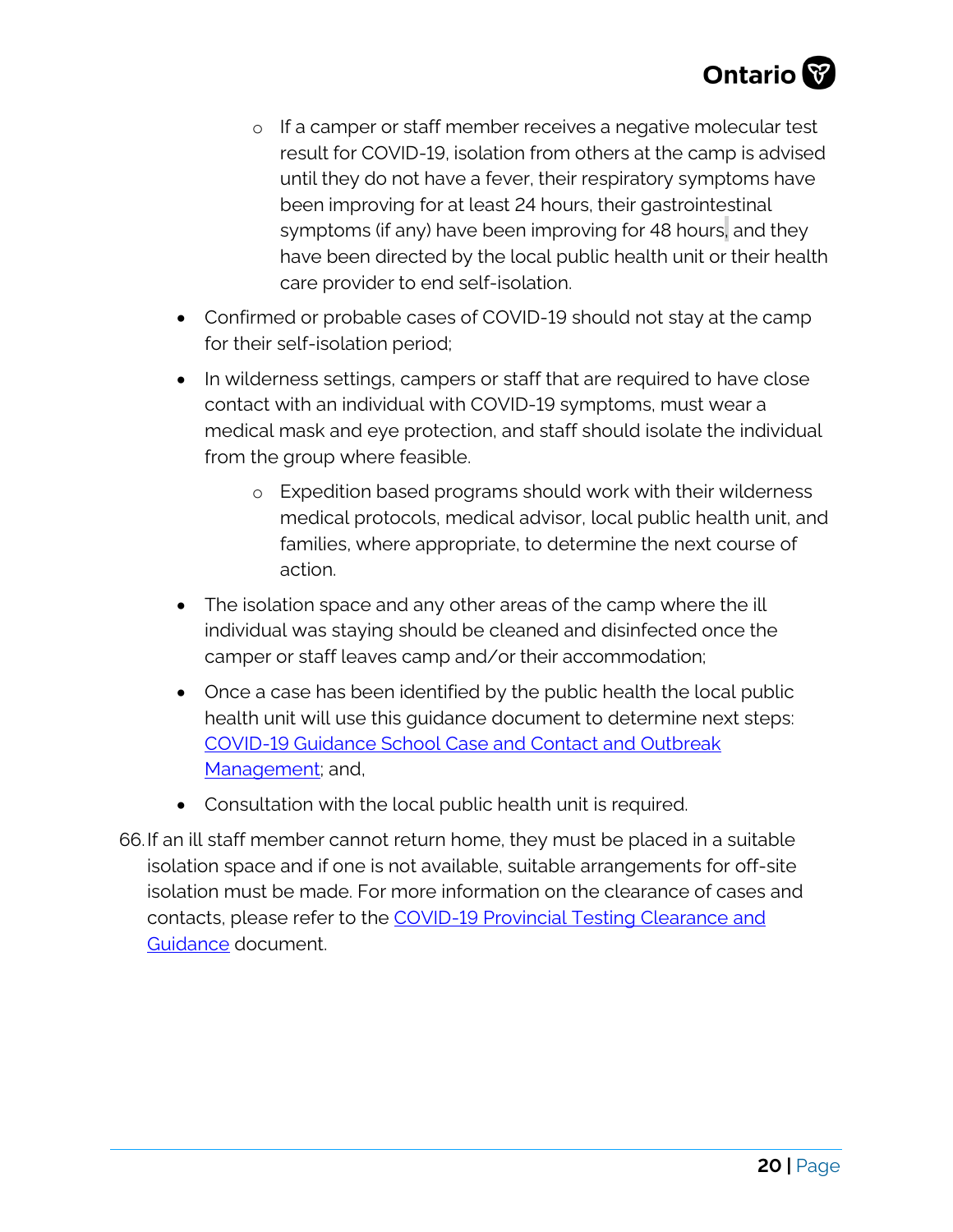- If a camper or staff member receives a negative molecular test result for COVID-19, isolation from others at the camp is advised until they do not have a fever, their respiratory symptoms have been improving for at least 24 hours, their gastrointestinal symptoms (if any) have been improving for 48 hours, and they have been directed by the local public health unit or their health care provider to end self-isolation.
- Confirmed or probable cases of COVID-19 should not stay at the camp for their self-isolation period;
- In wilderness settings, campers or staff that are required to have close contact with an individual with COVID-19 symptoms, must wear a medical mask and eye protection, and staff should isolate the individual from the group where feasible.
    - Expedition based programs should work with their wilderness medical protocols, medical advisor, local public health unit, and families, where appropriate, to determine the next course of action.
- The isolation space and any other areas of the camp where the ill individual was staying should be cleaned and disinfected once the camper or staff leaves camp and/or their accommodation;
- Once a case has been identified by the public health the local public health unit will use this guidance document to determine next steps: [COVID-19 Guidance School Case and Contact and Outbreak Management]; and,
- Consultation with the local public health unit is required.

66. If an ill staff member cannot return home, they must be placed in a suitable isolation space and if one is not available, suitable arrangements for off-site isolation must be made. For more information on the clearance of cases and contacts, please refer to the [COVID-19 Provincial Testing Clearance and Guidance] document.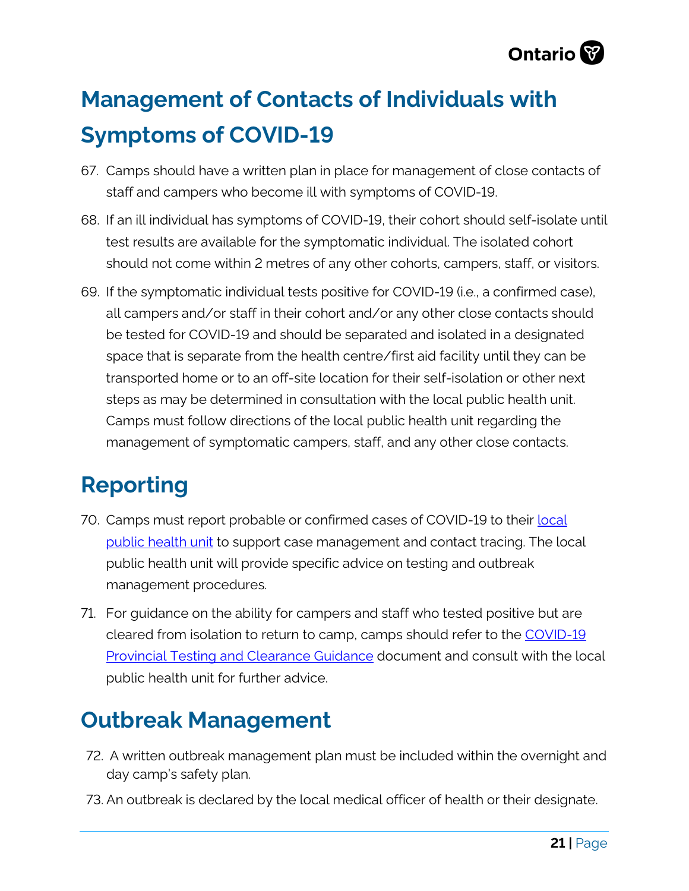## Management of Contacts of Individuals with Symptoms of COVID-19

67. Camps should have a written plan in place for management of close contacts of staff and campers who become ill with symptoms of COVID-19.
68. If an ill individual has symptoms of COVID-19, their cohort should self-isolate until test results are available for the symptomatic individual. The isolated cohort should not come within 2 metres of any other cohorts, campers, staff, or visitors.
69. If the symptomatic individual tests positive for COVID-19 (i.e., a confirmed case), all campers and/or staff in their cohort and/or any other close contacts should be tested for COVID-19 and should be separated and isolated in a designated space that is separate from the health centre/first aid facility until they can be transported home or to an off-site location for their self-isolation or other next steps as may be determined in consultation with the local public health unit. Camps must follow directions of the local public health unit regarding the management of symptomatic campers, staff, and any other close contacts.

## Reporting

70. Camps must report probable or confirmed cases of COVID-19 to their local public health unit to support case management and contact tracing. The local public health unit will provide specific advice on testing and outbreak management procedures.
71. For guidance on the ability for campers and staff who tested positive but are cleared from isolation to return to camp, camps should refer to the COVID-19 Provincial Testing and Clearance Guidance document and consult with the local public health unit for further advice.

## Outbreak Management

72. A written outbreak management plan must be included within the overnight and day camp's safety plan.
73. An outbreak is declared by the local medical officer of health or their designate.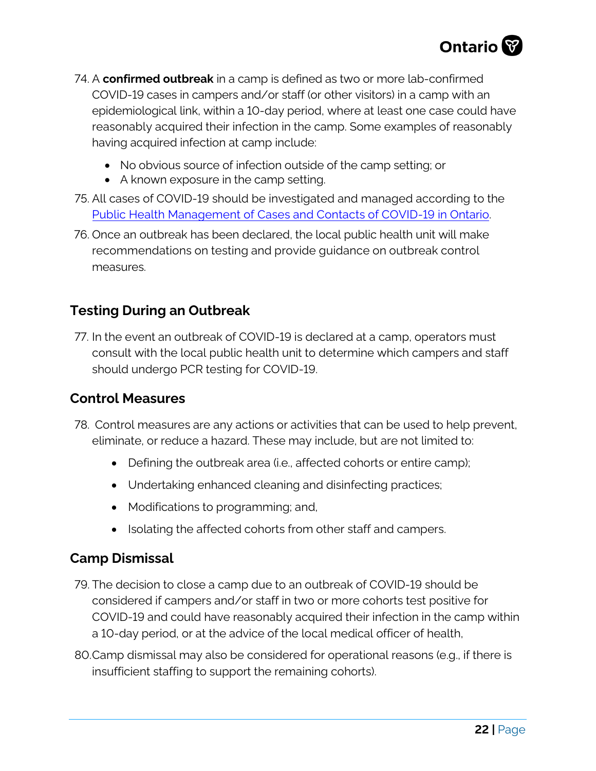74. A **confirmed outbreak** in a camp is defined as two or more lab-confirmed COVID-19 cases in campers and/or staff (or other visitors) in a camp with an epidemiological link, within a 10-day period, where at least one case could have reasonably acquired their infection in the camp. Some examples of reasonably having acquired infection at camp include:
    - No obvious source of infection outside of the camp setting; or
    - A known exposure in the camp setting.
75. All cases of COVID-19 should be investigated and managed according to the [Public Health Management of Cases and Contacts of COVID-19 in Ontario](#).
76. Once an outbreak has been declared, the local public health unit will make recommendations on testing and provide guidance on outbreak control measures.

## Testing During an Outbreak

77. In the event an outbreak of COVID-19 is declared at a camp, operators must consult with the local public health unit to determine which campers and staff should undergo PCR testing for COVID-19.

## Control Measures

78. Control measures are any actions or activities that can be used to help prevent, eliminate, or reduce a hazard. These may include, but are not limited to:
    - Defining the outbreak area (i.e., affected cohorts or entire camp);
    - Undertaking enhanced cleaning and disinfecting practices;
    - Modifications to programming; and,
    - Isolating the affected cohorts from other staff and campers.

## Camp Dismissal

79. The decision to close a camp due to an outbreak of COVID-19 should be considered if campers and/or staff in two or more cohorts test positive for COVID-19 and could have reasonably acquired their infection in the camp within a 10-day period, or at the advice of the local medical officer of health,
80. Camp dismissal may also be considered for operational reasons (e.g., if there is insufficient staffing to support the remaining cohorts).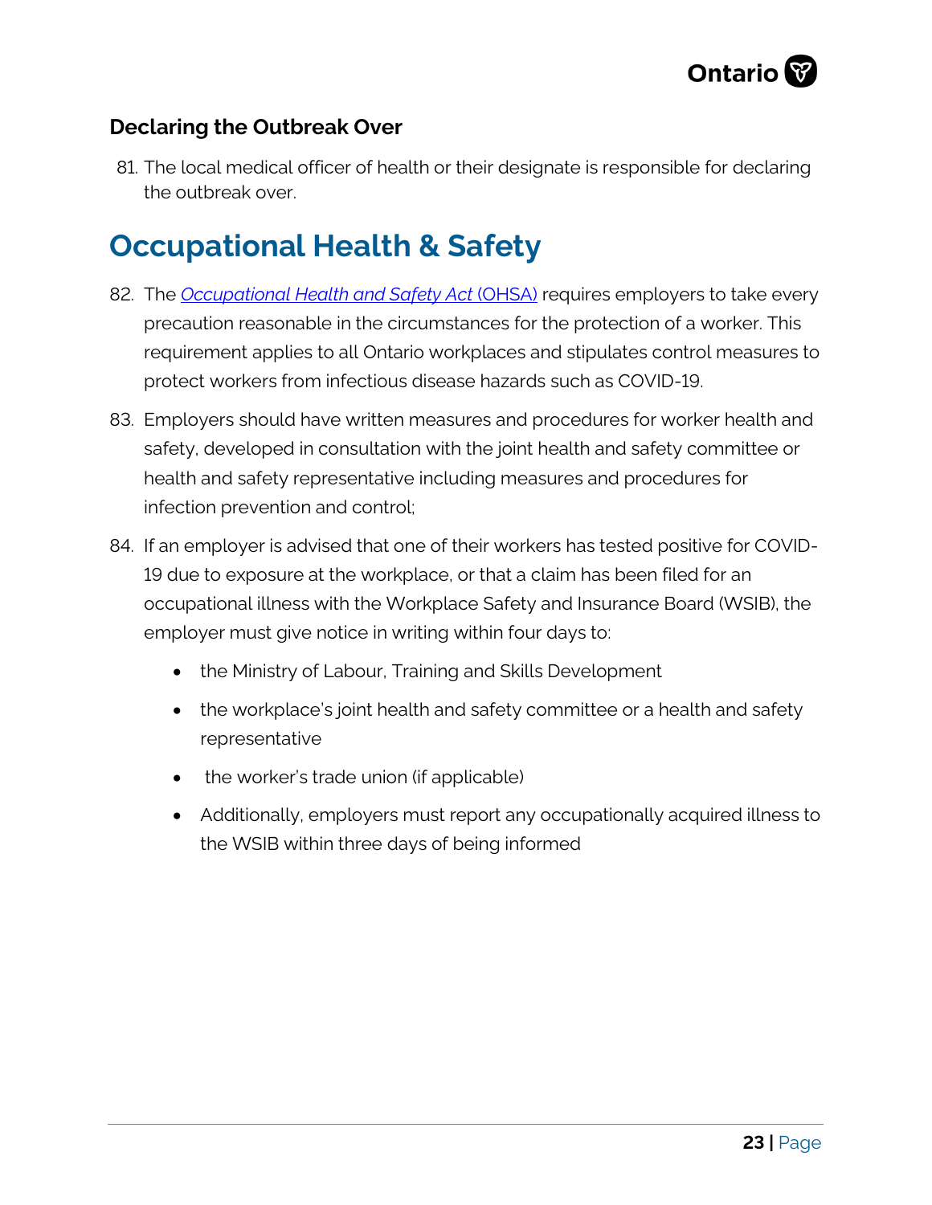### Declaring the Outbreak Over

81. The local medical officer of health or their designate is responsible for declaring the outbreak over.

## Occupational Health & Safety

82. The *Occupational Health and Safety Act* (OHSA) requires employers to take every precaution reasonable in the circumstances for the protection of a worker. This requirement applies to all Ontario workplaces and stipulates control measures to protect workers from infectious disease hazards such as COVID-19.
83. Employers should have written measures and procedures for worker health and safety, developed in consultation with the joint health and safety committee or health and safety representative including measures and procedures for infection prevention and control;
84. If an employer is advised that one of their workers has tested positive for COVID-19 due to exposure at the workplace, or that a claim has been filed for an occupational illness with the Workplace Safety and Insurance Board (WSIB), the employer must give notice in writing within four days to:
    - the Ministry of Labour, Training and Skills Development
    - the workplace's joint health and safety committee or a health and safety representative
    - the worker's trade union (if applicable)
    - Additionally, employers must report any occupationally acquired illness to the WSIB within three days of being informed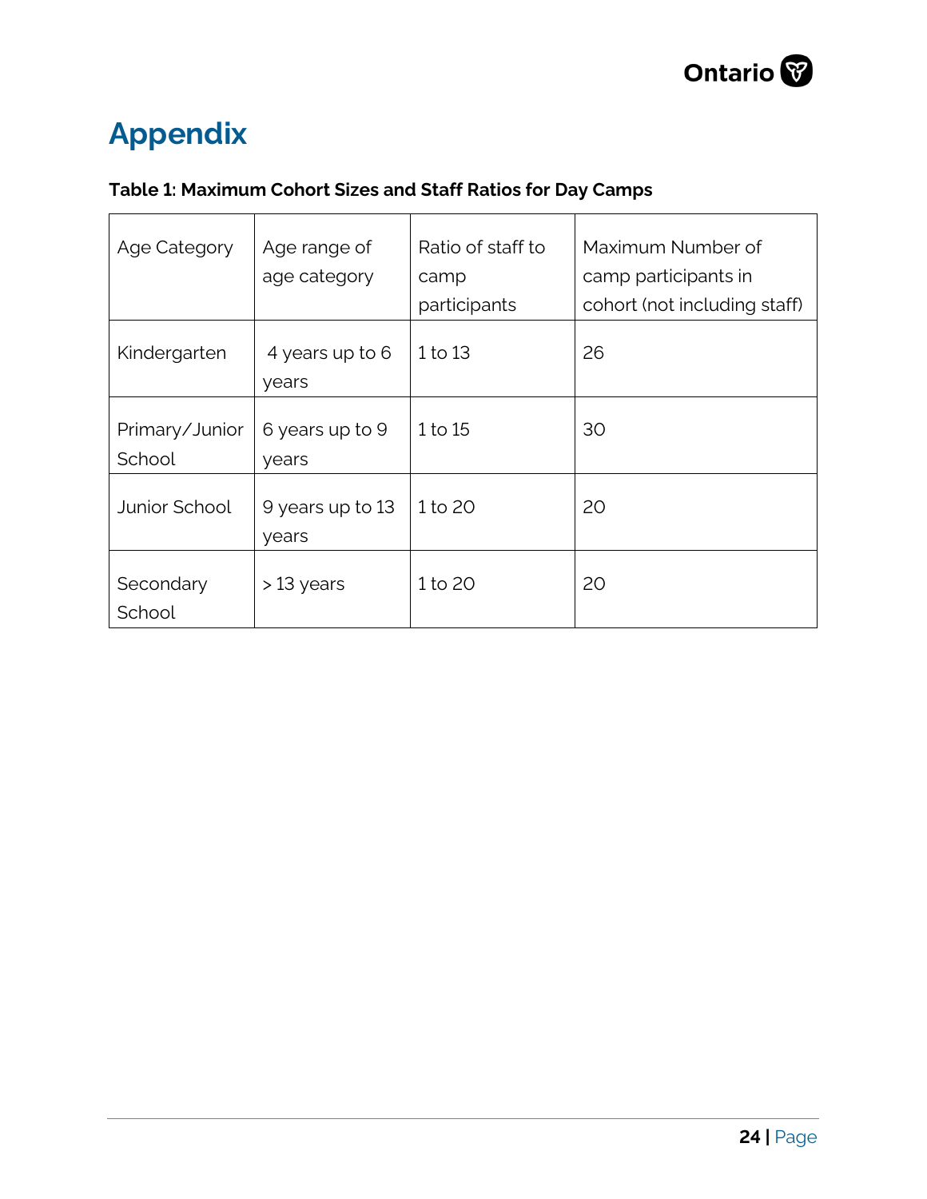# Appendix

**Table 1: Maximum Cohort Sizes and Staff Ratios for Day Camps**

| Age Category | Age range of age category | Ratio of staff to camp participants | Maximum Number of camp participants in cohort (not including staff) |
| --- | --- | --- | --- |
| Kindergarten | 4 years up to 6 years | 1 to 13 | 26 |
| Primary/Junior School | 6 years up to 9 years | 1 to 15 | 30 |
| Junior School | 9 years up to 13 years | 1 to 20 | 20 |
| Secondary School | > 13 years | 1 to 20 | 20 |